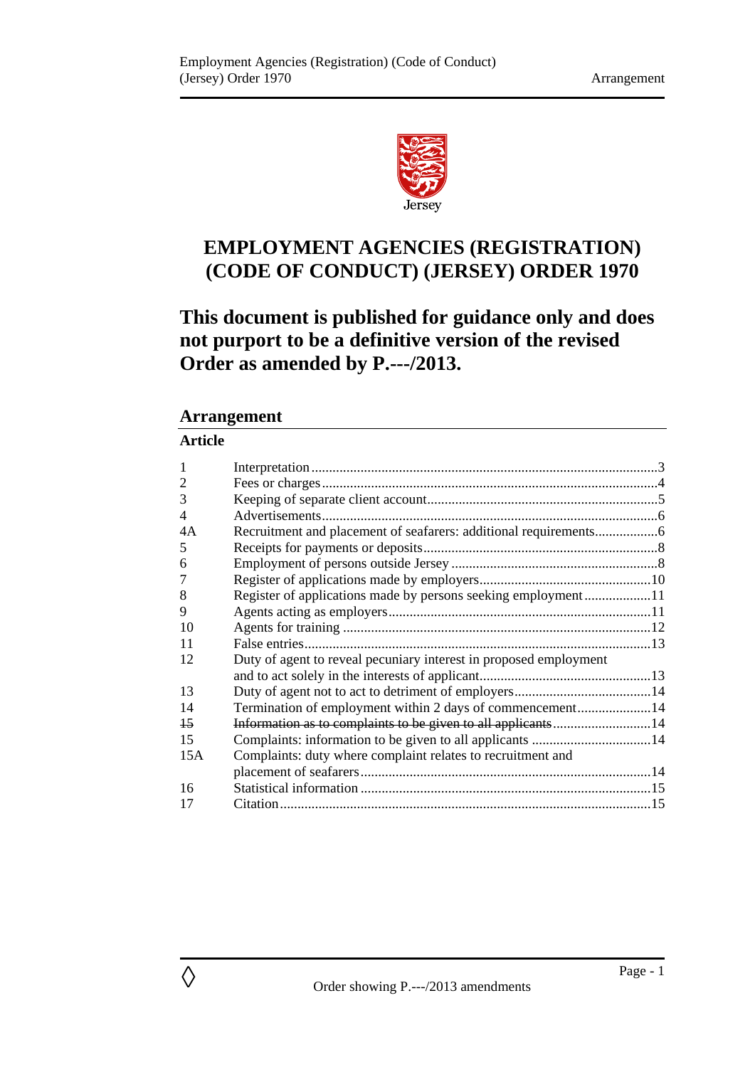Jersey

# EMPLOYMENT AGENCIES (REGISTRATION) (CODE OF CONDUCT) (JERSEY) ORDER 1970

## This document is published for guidance only and does not purport to be a definitive version of the revised Order as amended by P.---/2013.

## Arrangement

| Article | | |
|---|---|---|
| 1 | Interpretation | 3 |
| 2 | Fees or charges | 4 |
| 3 | Keeping of separate client account | 5 |
| 4 | Advertisements | 6 |
| 4A | Recruitment and placement of seafarers: additional requirements | 6 |
| 5 | Receipts for payments or deposits | 8 |
| 6 | Employment of persons outside Jersey | 8 |
| 7 | Register of applications made by employers | 10 |
| 8 | Register of applications made by persons seeking employment | 11 |
| 9 | Agents acting as employers | 11 |
| 10 | Agents for training | 12 |
| 11 | False entries | 13 |
| 12 | Duty of agent to reveal pecuniary interest in proposed employment and to act solely in the interests of applicant | 13 |
| 13 | Duty of agent not to act to detriment of employers | 14 |
| 14 | Termination of employment within 2 days of commencement | 14 |
| ~~15~~ | ~~Information as to complaints to be given to all applicants~~ | 14 |
| 15 | Complaints: information to be given to all applicants | 14 |
| 15A | Complaints: duty where complaint relates to recruitment and placement of seafarers | 14 |
| 16 | Statistical information | 15 |
| 17 | Citation | 15 |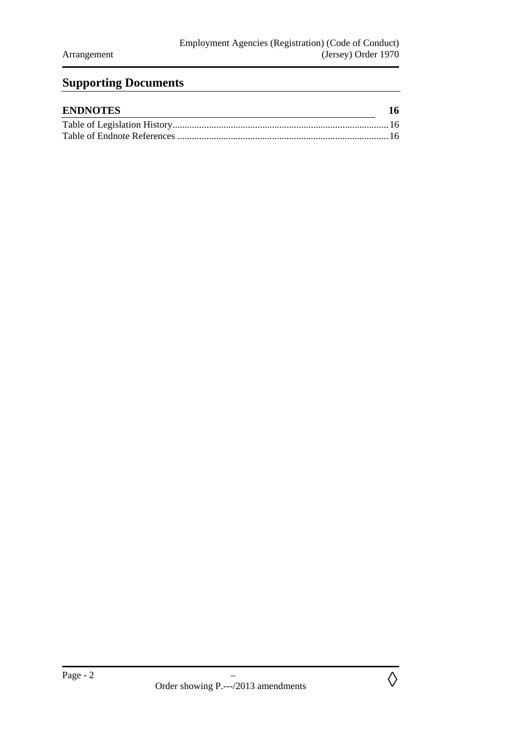## Supporting Documents

| ENDNOTES | 16 |
|---|---|
| Table of Legislation History | 16 |
| Table of Endnote References | 16 |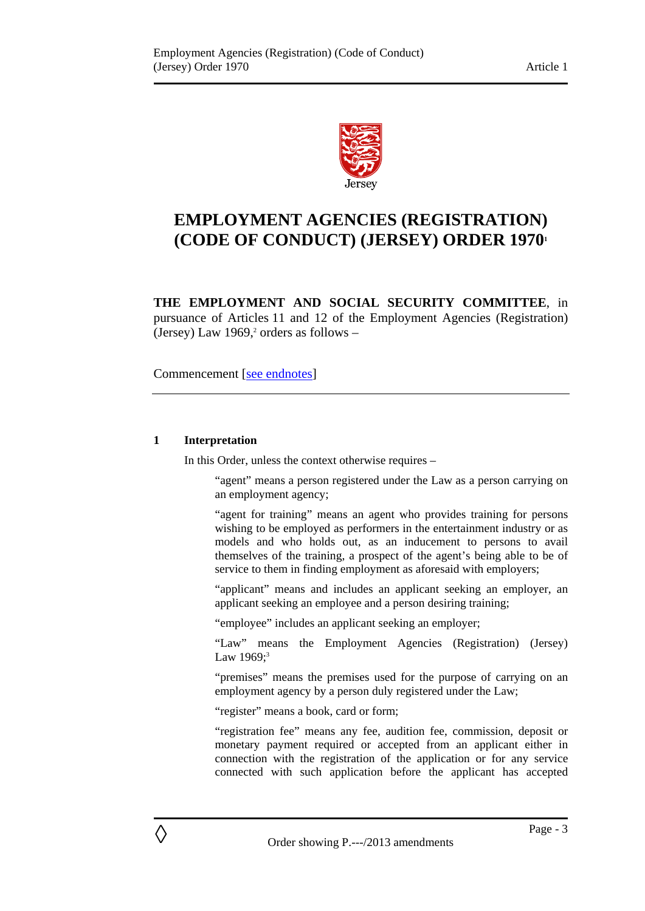# EMPLOYMENT AGENCIES (REGISTRATION) (CODE OF CONDUCT) (JERSEY) ORDER 1970[1]

**THE EMPLOYMENT AND SOCIAL SECURITY COMMITTEE**, in pursuance of Articles 11 and 12 of the Employment Agencies (Registration) (Jersey) Law 1969,[2] orders as follows –

Commencement [see endnotes]

---

**1 Interpretation**

In this Order, unless the context otherwise requires –

"agent" means a person registered under the Law as a person carrying on an employment agency;

"agent for training" means an agent who provides training for persons wishing to be employed as performers in the entertainment industry or as models and who holds out, as an inducement to persons to avail themselves of the training, a prospect of the agent's being able to be of service to them in finding employment as aforesaid with employers;

"applicant" means and includes an applicant seeking an employer, an applicant seeking an employee and a person desiring training;

"employee" includes an applicant seeking an employer;

"Law" means the Employment Agencies (Registration) (Jersey) Law 1969;[3]

"premises" means the premises used for the purpose of carrying on an employment agency by a person duly registered under the Law;

"register" means a book, card or form;

"registration fee" means any fee, audition fee, commission, deposit or monetary payment required or accepted from an applicant either in connection with the registration of the application or for any service connected with such application before the applicant has accepted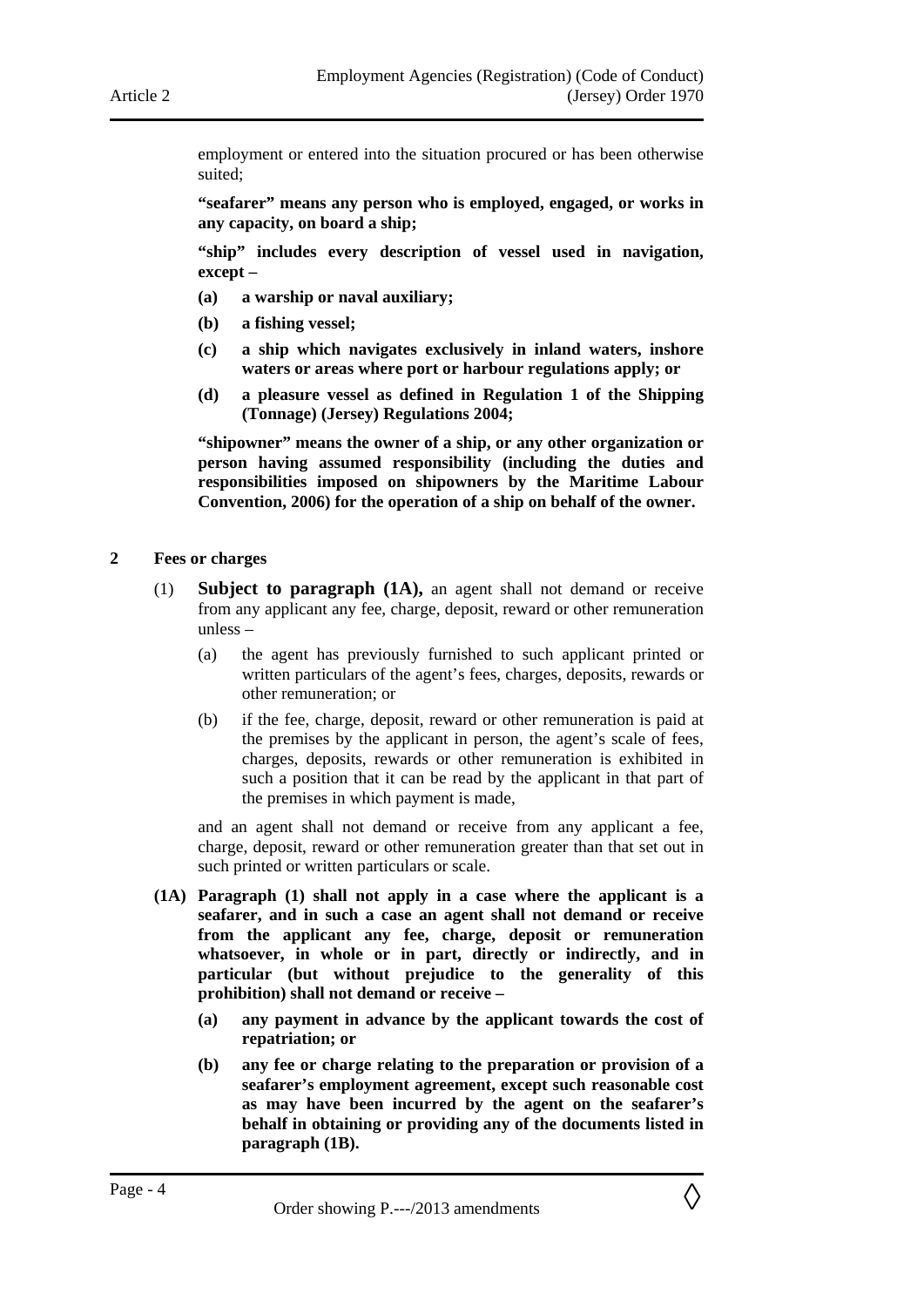employment or entered into the situation procured or has been otherwise suited;

**"seafarer" means any person who is employed, engaged, or works in any capacity, on board a ship;**

**"ship" includes every description of vessel used in navigation, except –**

**(a) a warship or naval auxiliary;**

**(b) a fishing vessel;**

**(c) a ship which navigates exclusively in inland waters, inshore waters or areas where port or harbour regulations apply; or**

**(d) a pleasure vessel as defined in Regulation 1 of the Shipping (Tonnage) (Jersey) Regulations 2004;**

**"shipowner" means the owner of a ship, or any other organization or person having assumed responsibility (including the duties and responsibilities imposed on shipowners by the Maritime Labour Convention, 2006) for the operation of a ship on behalf of the owner.**

## 2 Fees or charges

(1) **Subject to paragraph (1A),** an agent shall not demand or receive from any applicant any fee, charge, deposit, reward or other remuneration unless –

(a) the agent has previously furnished to such applicant printed or written particulars of the agent's fees, charges, deposits, rewards or other remuneration; or

(b) if the fee, charge, deposit, reward or other remuneration is paid at the premises by the applicant in person, the agent's scale of fees, charges, deposits, rewards or other remuneration is exhibited in such a position that it can be read by the applicant in that part of the premises in which payment is made,

and an agent shall not demand or receive from any applicant a fee, charge, deposit, reward or other remuneration greater than that set out in such printed or written particulars or scale.

**(1A) Paragraph (1) shall not apply in a case where the applicant is a seafarer, and in such a case an agent shall not demand or receive from the applicant any fee, charge, deposit or remuneration whatsoever, in whole or in part, directly or indirectly, and in particular (but without prejudice to the generality of this prohibition) shall not demand or receive –**

**(a) any payment in advance by the applicant towards the cost of repatriation; or**

**(b) any fee or charge relating to the preparation or provision of a seafarer's employment agreement, except such reasonable cost as may have been incurred by the agent on the seafarer's behalf in obtaining or providing any of the documents listed in paragraph (1B).**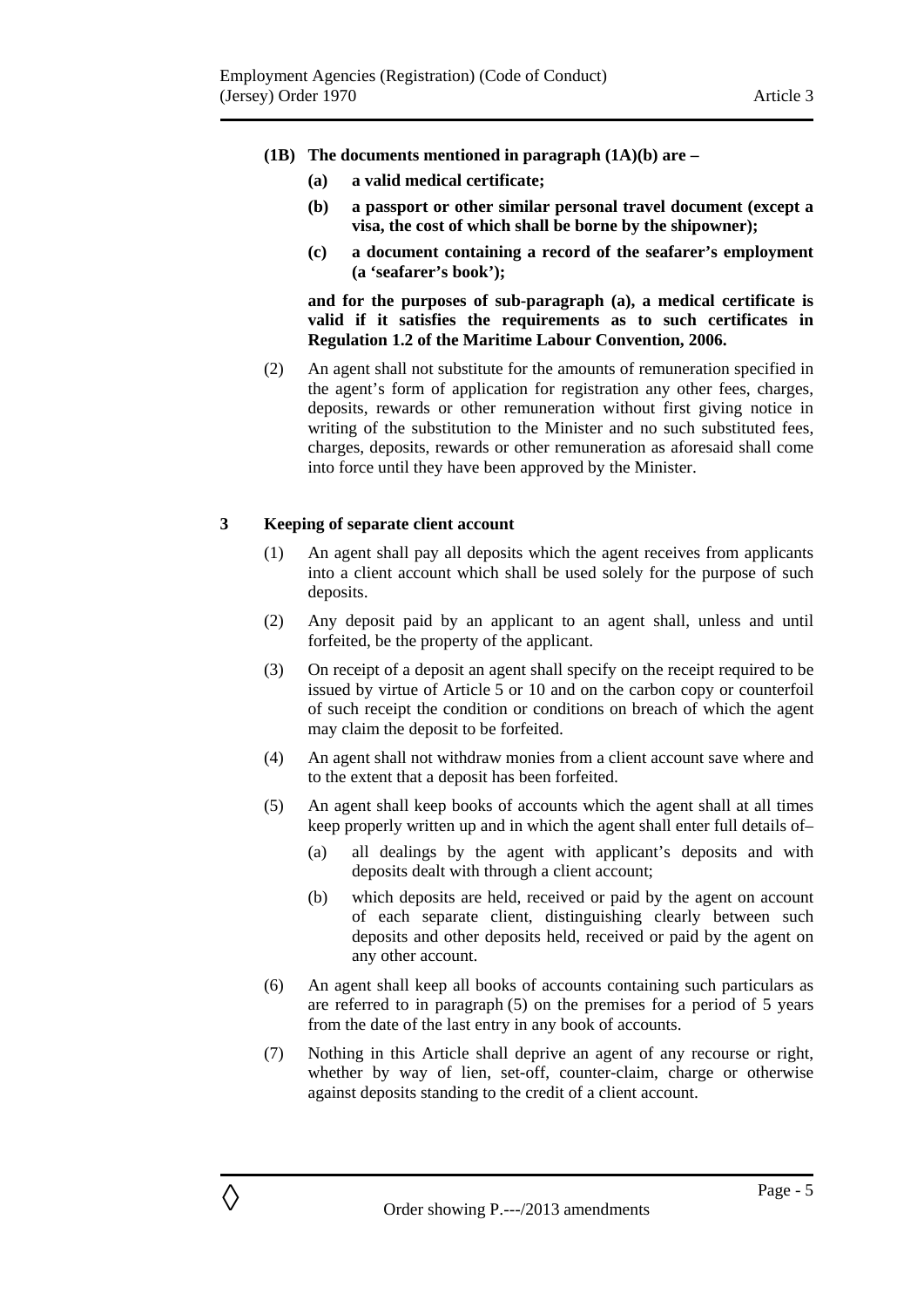**(1B) The documents mentioned in paragraph (1A)(b) are –**

**(a) a valid medical certificate;**

**(b) a passport or other similar personal travel document (except a visa, the cost of which shall be borne by the shipowner);**

**(c) a document containing a record of the seafarer's employment (a 'seafarer's book');**

**and for the purposes of sub-paragraph (a), a medical certificate is valid if it satisfies the requirements as to such certificates in Regulation 1.2 of the Maritime Labour Convention, 2006.**

(2) An agent shall not substitute for the amounts of remuneration specified in the agent's form of application for registration any other fees, charges, deposits, rewards or other remuneration without first giving notice in writing of the substitution to the Minister and no such substituted fees, charges, deposits, rewards or other remuneration as aforesaid shall come into force until they have been approved by the Minister.

## 3 Keeping of separate client account

(1) An agent shall pay all deposits which the agent receives from applicants into a client account which shall be used solely for the purpose of such deposits.

(2) Any deposit paid by an applicant to an agent shall, unless and until forfeited, be the property of the applicant.

(3) On receipt of a deposit an agent shall specify on the receipt required to be issued by virtue of Article 5 or 10 and on the carbon copy or counterfoil of such receipt the condition or conditions on breach of which the agent may claim the deposit to be forfeited.

(4) An agent shall not withdraw monies from a client account save where and to the extent that a deposit has been forfeited.

(5) An agent shall keep books of accounts which the agent shall at all times keep properly written up and in which the agent shall enter full details of–

(a) all dealings by the agent with applicant's deposits and with deposits dealt with through a client account;

(b) which deposits are held, received or paid by the agent on account of each separate client, distinguishing clearly between such deposits and other deposits held, received or paid by the agent on any other account.

(6) An agent shall keep all books of accounts containing such particulars as are referred to in paragraph (5) on the premises for a period of 5 years from the date of the last entry in any book of accounts.

(7) Nothing in this Article shall deprive an agent of any recourse or right, whether by way of lien, set-off, counter-claim, charge or otherwise against deposits standing to the credit of a client account.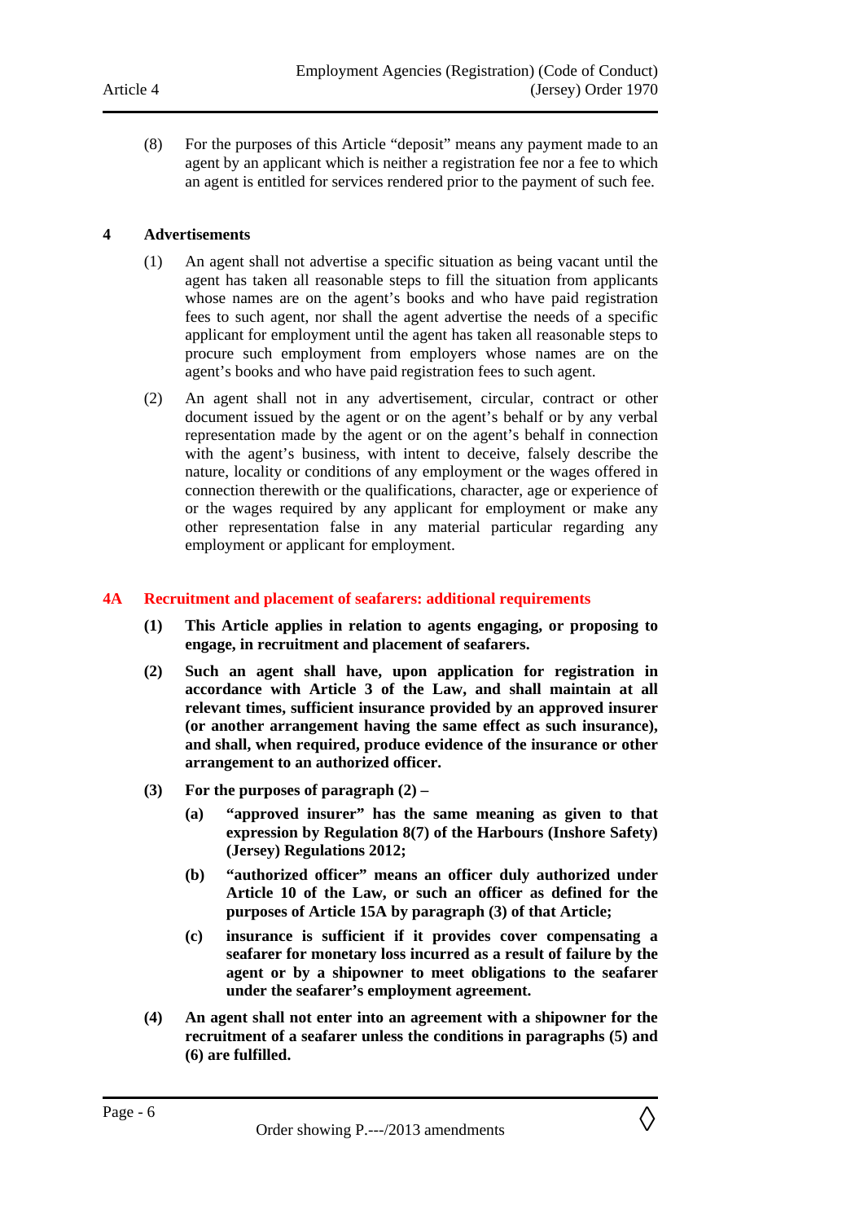(8) For the purposes of this Article "deposit" means any payment made to an agent by an applicant which is neither a registration fee nor a fee to which an agent is entitled for services rendered prior to the payment of such fee.

## 4 Advertisements

(1) An agent shall not advertise a specific situation as being vacant until the agent has taken all reasonable steps to fill the situation from applicants whose names are on the agent's books and who have paid registration fees to such agent, nor shall the agent advertise the needs of a specific applicant for employment until the agent has taken all reasonable steps to procure such employment from employers whose names are on the agent's books and who have paid registration fees to such agent.

(2) An agent shall not in any advertisement, circular, contract or other document issued by the agent or on the agent's behalf or by any verbal representation made by the agent or on the agent's behalf in connection with the agent's business, with intent to deceive, falsely describe the nature, locality or conditions of any employment or the wages offered in connection therewith or the qualifications, character, age or experience of or the wages required by any applicant for employment or make any other representation false in any material particular regarding any employment or applicant for employment.

## 4A Recruitment and placement of seafarers: additional requirements

**(1) This Article applies in relation to agents engaging, or proposing to engage, in recruitment and placement of seafarers.**

**(2) Such an agent shall have, upon application for registration in accordance with Article 3 of the Law, and shall maintain at all relevant times, sufficient insurance provided by an approved insurer (or another arrangement having the same effect as such insurance), and shall, when required, produce evidence of the insurance or other arrangement to an authorized officer.**

**(3) For the purposes of paragraph (2) –**

**(a) "approved insurer" has the same meaning as given to that expression by Regulation 8(7) of the Harbours (Inshore Safety) (Jersey) Regulations 2012;**

**(b) "authorized officer" means an officer duly authorized under Article 10 of the Law, or such an officer as defined for the purposes of Article 15A by paragraph (3) of that Article;**

**(c) insurance is sufficient if it provides cover compensating a seafarer for monetary loss incurred as a result of failure by the agent or by a shipowner to meet obligations to the seafarer under the seafarer's employment agreement.**

**(4) An agent shall not enter into an agreement with a shipowner for the recruitment of a seafarer unless the conditions in paragraphs (5) and (6) are fulfilled.**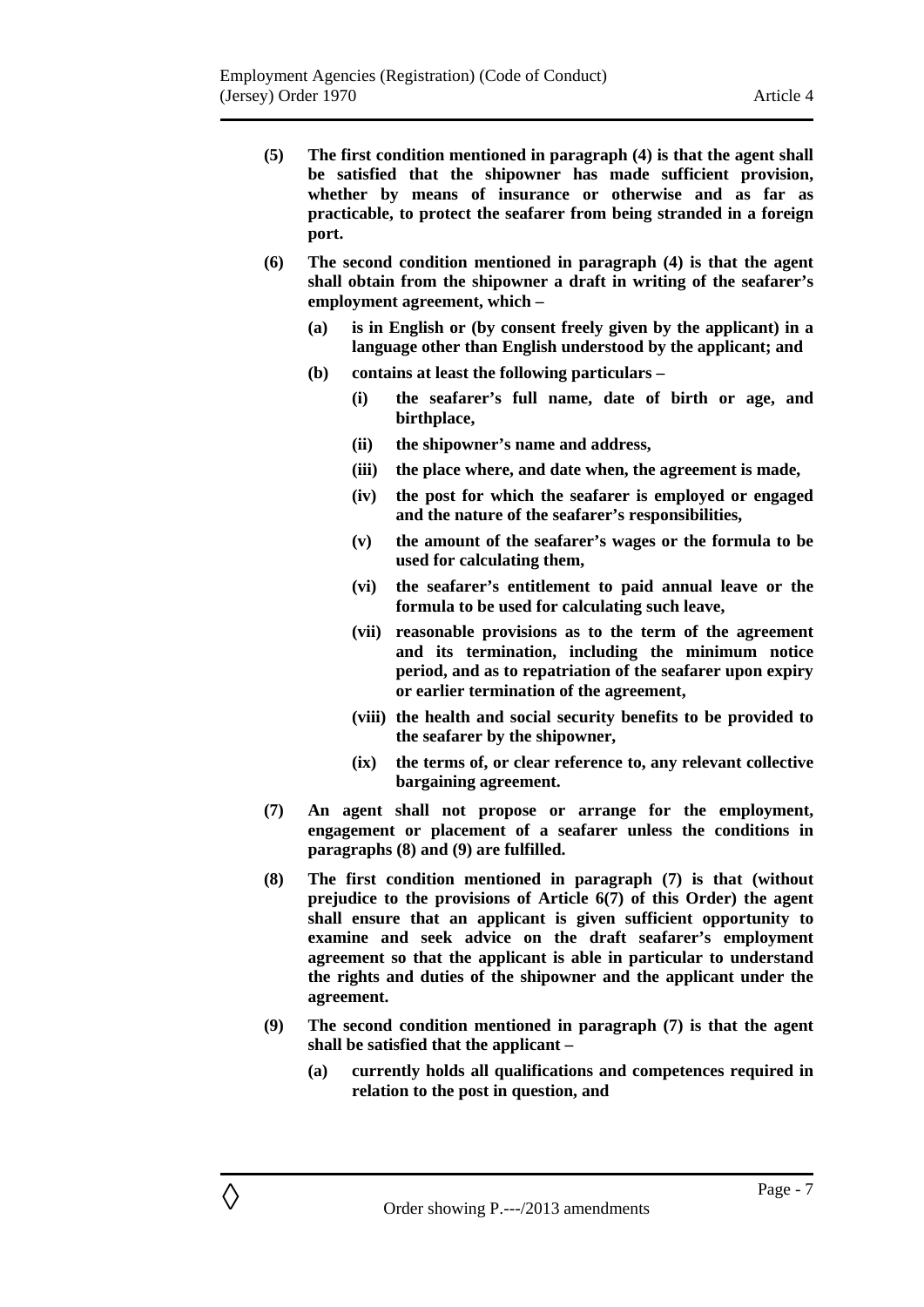**(5) The first condition mentioned in paragraph (4) is that the agent shall be satisfied that the shipowner has made sufficient provision, whether by means of insurance or otherwise and as far as practicable, to protect the seafarer from being stranded in a foreign port.**

**(6) The second condition mentioned in paragraph (4) is that the agent shall obtain from the shipowner a draft in writing of the seafarer's employment agreement, which –**

**(a) is in English or (by consent freely given by the applicant) in a language other than English understood by the applicant; and**

**(b) contains at least the following particulars –**

**(i) the seafarer's full name, date of birth or age, and birthplace,**

**(ii) the shipowner's name and address,**

**(iii) the place where, and date when, the agreement is made,**

**(iv) the post for which the seafarer is employed or engaged and the nature of the seafarer's responsibilities,**

**(v) the amount of the seafarer's wages or the formula to be used for calculating them,**

**(vi) the seafarer's entitlement to paid annual leave or the formula to be used for calculating such leave,**

**(vii) reasonable provisions as to the term of the agreement and its termination, including the minimum notice period, and as to repatriation of the seafarer upon expiry or earlier termination of the agreement,**

**(viii) the health and social security benefits to be provided to the seafarer by the shipowner,**

**(ix) the terms of, or clear reference to, any relevant collective bargaining agreement.**

**(7) An agent shall not propose or arrange for the employment, engagement or placement of a seafarer unless the conditions in paragraphs (8) and (9) are fulfilled.**

**(8) The first condition mentioned in paragraph (7) is that (without prejudice to the provisions of Article 6(7) of this Order) the agent shall ensure that an applicant is given sufficient opportunity to examine and seek advice on the draft seafarer's employment agreement so that the applicant is able in particular to understand the rights and duties of the shipowner and the applicant under the agreement.**

**(9) The second condition mentioned in paragraph (7) is that the agent shall be satisfied that the applicant –**

**(a) currently holds all qualifications and competences required in relation to the post in question, and**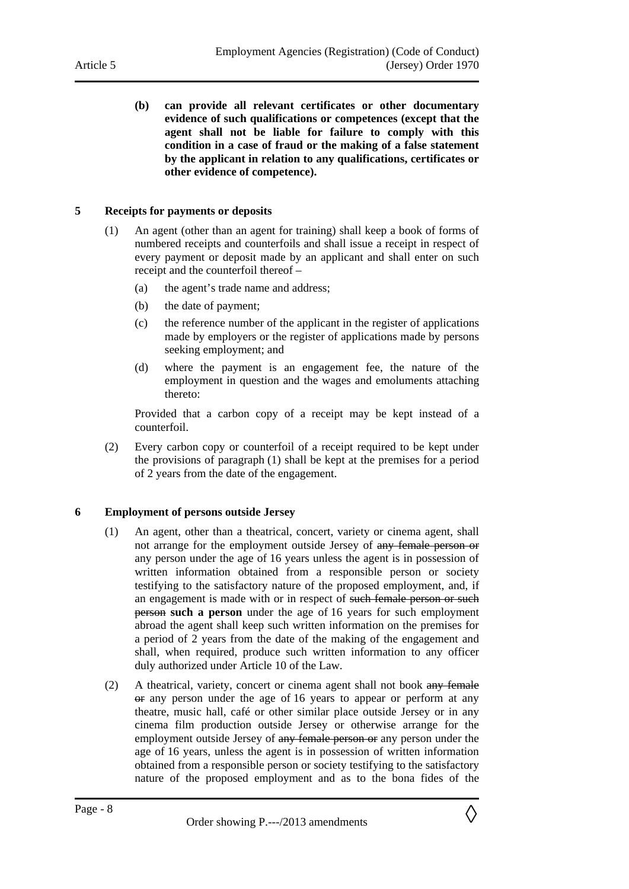**(b) can provide all relevant certificates or other documentary evidence of such qualifications or competences (except that the agent shall not be liable for failure to comply with this condition in a case of fraud or the making of a false statement by the applicant in relation to any qualifications, certificates or other evidence of competence).**

## 5 Receipts for payments or deposits

(1) An agent (other than an agent for training) shall keep a book of forms of numbered receipts and counterfoils and shall issue a receipt in respect of every payment or deposit made by an applicant and shall enter on such receipt and the counterfoil thereof –

- (a) the agent's trade name and address;
- (b) the date of payment;
- (c) the reference number of the applicant in the register of applications made by employers or the register of applications made by persons seeking employment; and
- (d) where the payment is an engagement fee, the nature of the employment in question and the wages and emoluments attaching thereto:

Provided that a carbon copy of a receipt may be kept instead of a counterfoil.

(2) Every carbon copy or counterfoil of a receipt required to be kept under the provisions of paragraph (1) shall be kept at the premises for a period of 2 years from the date of the engagement.

## 6 Employment of persons outside Jersey

(1) An agent, other than a theatrical, concert, variety or cinema agent, shall not arrange for the employment outside Jersey of ~~any female person or~~ any person under the age of 16 years unless the agent is in possession of written information obtained from a responsible person or society testifying to the satisfactory nature of the proposed employment, and, if an engagement is made with or in respect of ~~such female person or such person~~ **such a person** under the age of 16 years for such employment abroad the agent shall keep such written information on the premises for a period of 2 years from the date of the making of the engagement and shall, when required, produce such written information to any officer duly authorized under Article 10 of the Law.

(2) A theatrical, variety, concert or cinema agent shall not book ~~any female or~~ any person under the age of 16 years to appear or perform at any theatre, music hall, café or other similar place outside Jersey or in any cinema film production outside Jersey or otherwise arrange for the employment outside Jersey of ~~any female person or~~ any person under the age of 16 years, unless the agent is in possession of written information obtained from a responsible person or society testifying to the satisfactory nature of the proposed employment and as to the bona fides of the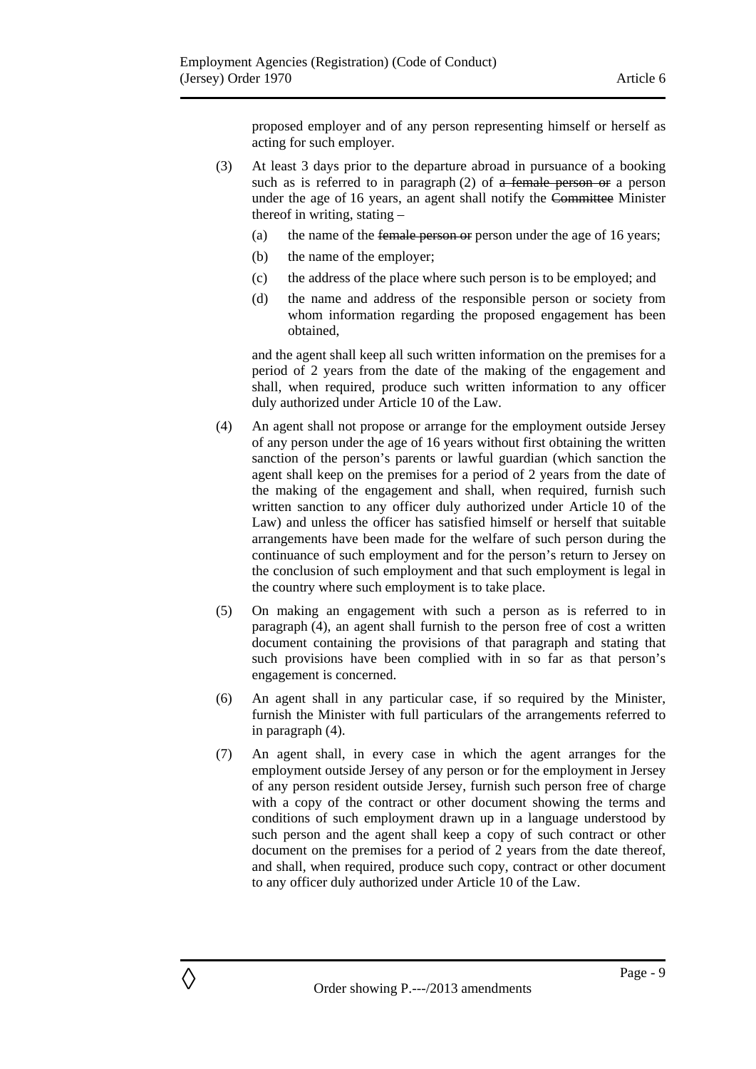proposed employer and of any person representing himself or herself as acting for such employer.

(3) At least 3 days prior to the departure abroad in pursuance of a booking such as is referred to in paragraph (2) of ~~a female person or~~ a person under the age of 16 years, an agent shall notify the ~~Committee~~ Minister thereof in writing, stating –

(a) the name of the ~~female person or~~ person under the age of 16 years;

(b) the name of the employer;

(c) the address of the place where such person is to be employed; and

(d) the name and address of the responsible person or society from whom information regarding the proposed engagement has been obtained,

and the agent shall keep all such written information on the premises for a period of 2 years from the date of the making of the engagement and shall, when required, produce such written information to any officer duly authorized under Article 10 of the Law.

(4) An agent shall not propose or arrange for the employment outside Jersey of any person under the age of 16 years without first obtaining the written sanction of the person's parents or lawful guardian (which sanction the agent shall keep on the premises for a period of 2 years from the date of the making of the engagement and shall, when required, furnish such written sanction to any officer duly authorized under Article 10 of the Law) and unless the officer has satisfied himself or herself that suitable arrangements have been made for the welfare of such person during the continuance of such employment and for the person's return to Jersey on the conclusion of such employment and that such employment is legal in the country where such employment is to take place.

(5) On making an engagement with such a person as is referred to in paragraph (4), an agent shall furnish to the person free of cost a written document containing the provisions of that paragraph and stating that such provisions have been complied with in so far as that person's engagement is concerned.

(6) An agent shall in any particular case, if so required by the Minister, furnish the Minister with full particulars of the arrangements referred to in paragraph (4).

(7) An agent shall, in every case in which the agent arranges for the employment outside Jersey of any person or for the employment in Jersey of any person resident outside Jersey, furnish such person free of charge with a copy of the contract or other document showing the terms and conditions of such employment drawn up in a language understood by such person and the agent shall keep a copy of such contract or other document on the premises for a period of 2 years from the date thereof, and shall, when required, produce such copy, contract or other document to any officer duly authorized under Article 10 of the Law.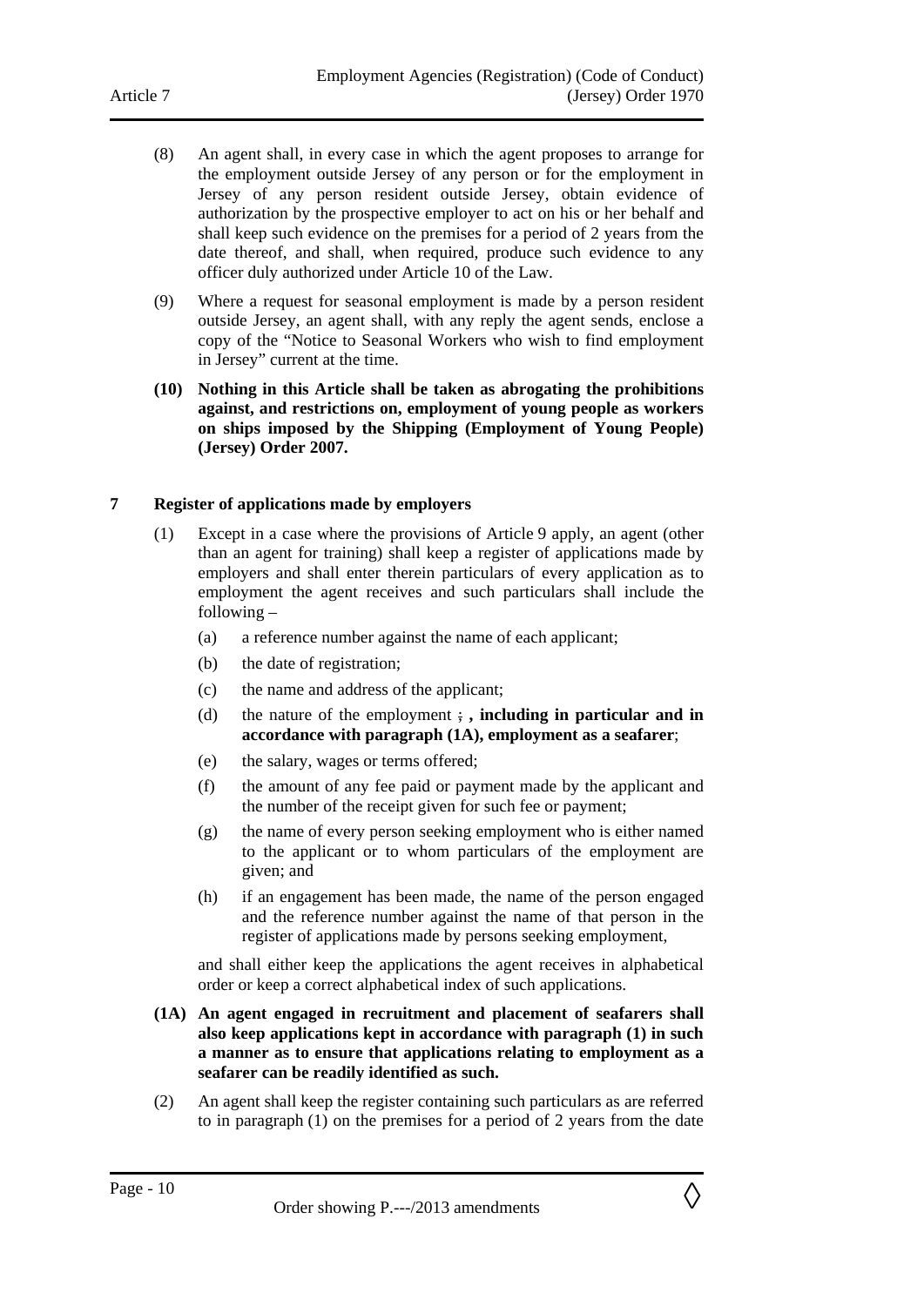(8) An agent shall, in every case in which the agent proposes to arrange for the employment outside Jersey of any person or for the employment in Jersey of any person resident outside Jersey, obtain evidence of authorization by the prospective employer to act on his or her behalf and shall keep such evidence on the premises for a period of 2 years from the date thereof, and shall, when required, produce such evidence to any officer duly authorized under Article 10 of the Law.

(9) Where a request for seasonal employment is made by a person resident outside Jersey, an agent shall, with any reply the agent sends, enclose a copy of the "Notice to Seasonal Workers who wish to find employment in Jersey" current at the time.

**(10) Nothing in this Article shall be taken as abrogating the prohibitions against, and restrictions on, employment of young people as workers on ships imposed by the Shipping (Employment of Young People) (Jersey) Order 2007.**

## 7 Register of applications made by employers

(1) Except in a case where the provisions of Article 9 apply, an agent (other than an agent for training) shall keep a register of applications made by employers and shall enter therein particulars of every application as to employment the agent receives and such particulars shall include the following –

(a) a reference number against the name of each applicant;

(b) the date of registration;

(c) the name and address of the applicant;

(d) the nature of the employment ~~;~~ **, including in particular and in accordance with paragraph (1A), employment as a seafarer**;

(e) the salary, wages or terms offered;

(f) the amount of any fee paid or payment made by the applicant and the number of the receipt given for such fee or payment;

(g) the name of every person seeking employment who is either named to the applicant or to whom particulars of the employment are given; and

(h) if an engagement has been made, the name of the person engaged and the reference number against the name of that person in the register of applications made by persons seeking employment,

and shall either keep the applications the agent receives in alphabetical order or keep a correct alphabetical index of such applications.

**(1A) An agent engaged in recruitment and placement of seafarers shall also keep applications kept in accordance with paragraph (1) in such a manner as to ensure that applications relating to employment as a seafarer can be readily identified as such.**

(2) An agent shall keep the register containing such particulars as are referred to in paragraph (1) on the premises for a period of 2 years from the date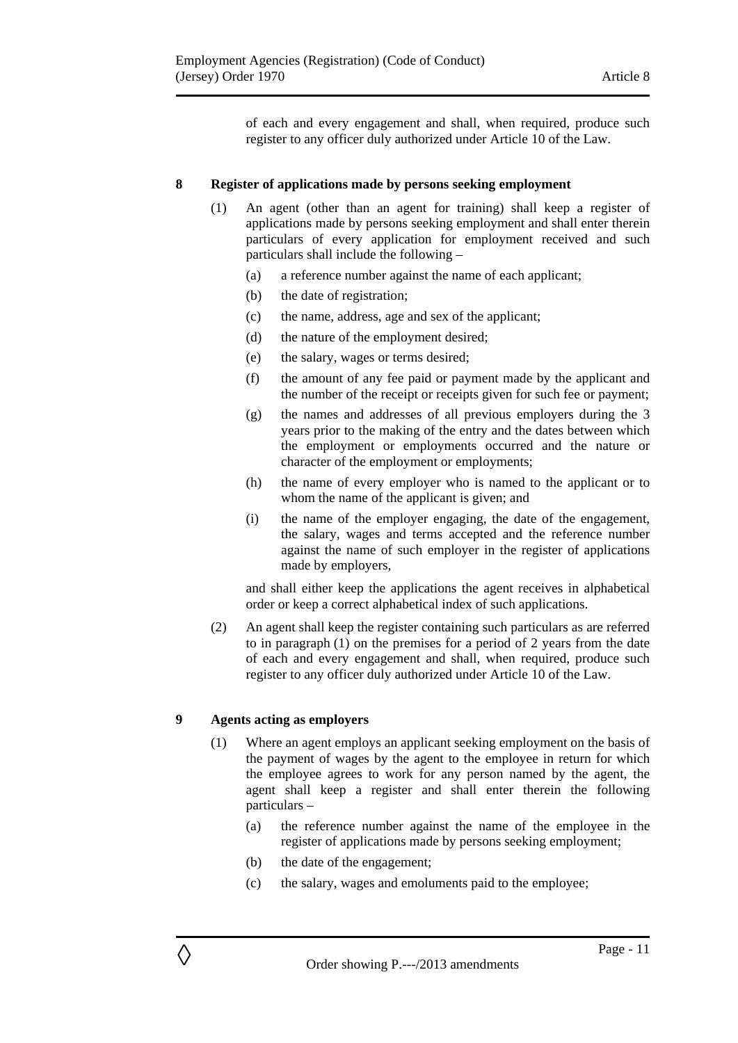of each and every engagement and shall, when required, produce such register to any officer duly authorized under Article 10 of the Law.

## 8 Register of applications made by persons seeking employment

(1) An agent (other than an agent for training) shall keep a register of applications made by persons seeking employment and shall enter therein particulars of every application for employment received and such particulars shall include the following –

- (a) a reference number against the name of each applicant;
- (b) the date of registration;
- (c) the name, address, age and sex of the applicant;
- (d) the nature of the employment desired;
- (e) the salary, wages or terms desired;
- (f) the amount of any fee paid or payment made by the applicant and the number of the receipt or receipts given for such fee or payment;
- (g) the names and addresses of all previous employers during the 3 years prior to the making of the entry and the dates between which the employment or employments occurred and the nature or character of the employment or employments;
- (h) the name of every employer who is named to the applicant or to whom the name of the applicant is given; and
- (i) the name of the employer engaging, the date of the engagement, the salary, wages and terms accepted and the reference number against the name of such employer in the register of applications made by employers,

and shall either keep the applications the agent receives in alphabetical order or keep a correct alphabetical index of such applications.

(2) An agent shall keep the register containing such particulars as are referred to in paragraph (1) on the premises for a period of 2 years from the date of each and every engagement and shall, when required, produce such register to any officer duly authorized under Article 10 of the Law.

## 9 Agents acting as employers

(1) Where an agent employs an applicant seeking employment on the basis of the payment of wages by the agent to the employee in return for which the employee agrees to work for any person named by the agent, the agent shall keep a register and shall enter therein the following particulars –

- (a) the reference number against the name of the employee in the register of applications made by persons seeking employment;
- (b) the date of the engagement;
- (c) the salary, wages and emoluments paid to the employee;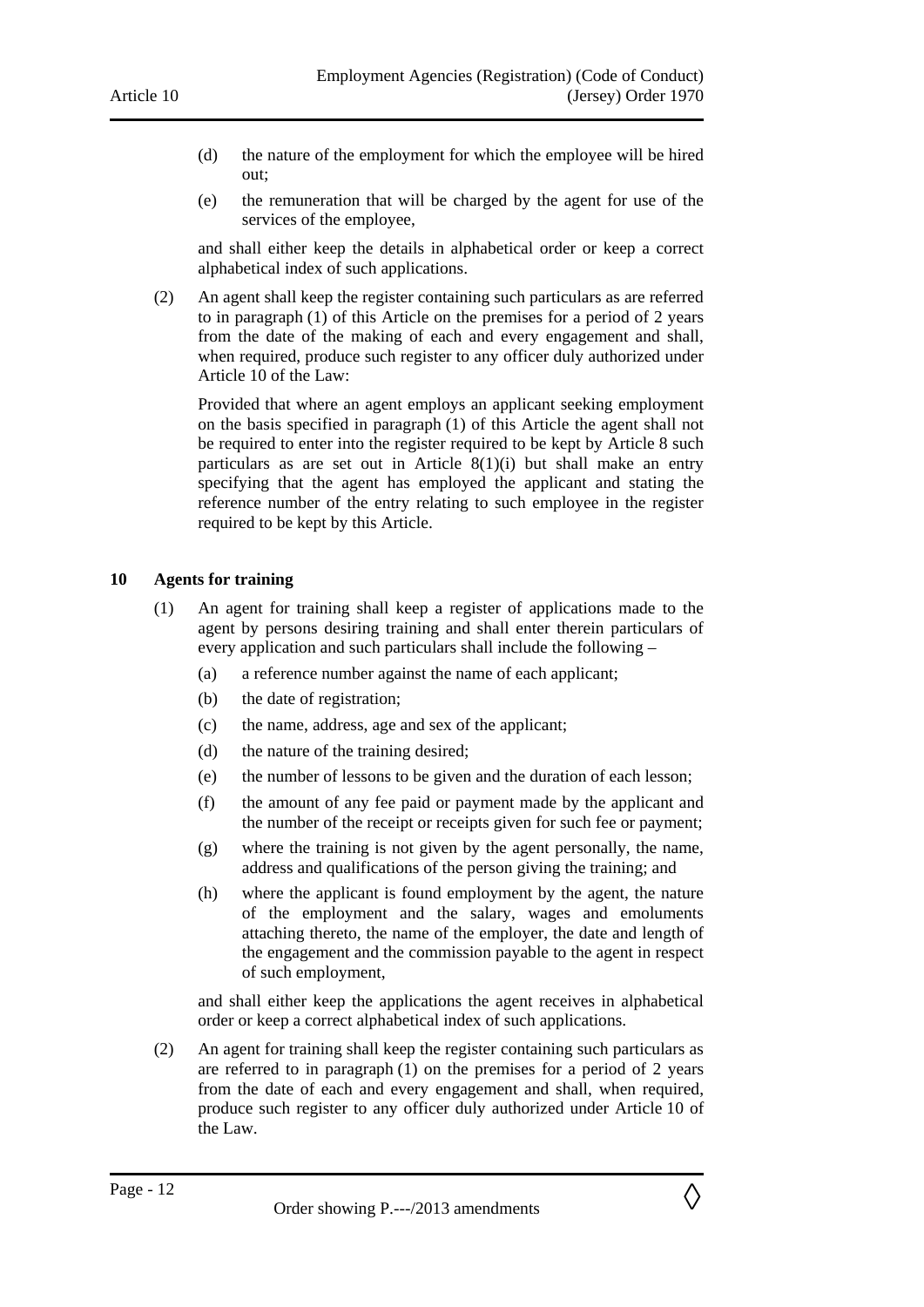(d) the nature of the employment for which the employee will be hired out;

(e) the remuneration that will be charged by the agent for use of the services of the employee,

and shall either keep the details in alphabetical order or keep a correct alphabetical index of such applications.

(2) An agent shall keep the register containing such particulars as are referred to in paragraph (1) of this Article on the premises for a period of 2 years from the date of the making of each and every engagement and shall, when required, produce such register to any officer duly authorized under Article 10 of the Law:

Provided that where an agent employs an applicant seeking employment on the basis specified in paragraph (1) of this Article the agent shall not be required to enter into the register required to be kept by Article 8 such particulars as are set out in Article 8(1)(i) but shall make an entry specifying that the agent has employed the applicant and stating the reference number of the entry relating to such employee in the register required to be kept by this Article.

## 10 Agents for training

(1) An agent for training shall keep a register of applications made to the agent by persons desiring training and shall enter therein particulars of every application and such particulars shall include the following –

(a) a reference number against the name of each applicant;

(b) the date of registration;

(c) the name, address, age and sex of the applicant;

(d) the nature of the training desired;

(e) the number of lessons to be given and the duration of each lesson;

(f) the amount of any fee paid or payment made by the applicant and the number of the receipt or receipts given for such fee or payment;

(g) where the training is not given by the agent personally, the name, address and qualifications of the person giving the training; and

(h) where the applicant is found employment by the agent, the nature of the employment and the salary, wages and emoluments attaching thereto, the name of the employer, the date and length of the engagement and the commission payable to the agent in respect of such employment,

and shall either keep the applications the agent receives in alphabetical order or keep a correct alphabetical index of such applications.

(2) An agent for training shall keep the register containing such particulars as are referred to in paragraph (1) on the premises for a period of 2 years from the date of each and every engagement and shall, when required, produce such register to any officer duly authorized under Article 10 of the Law.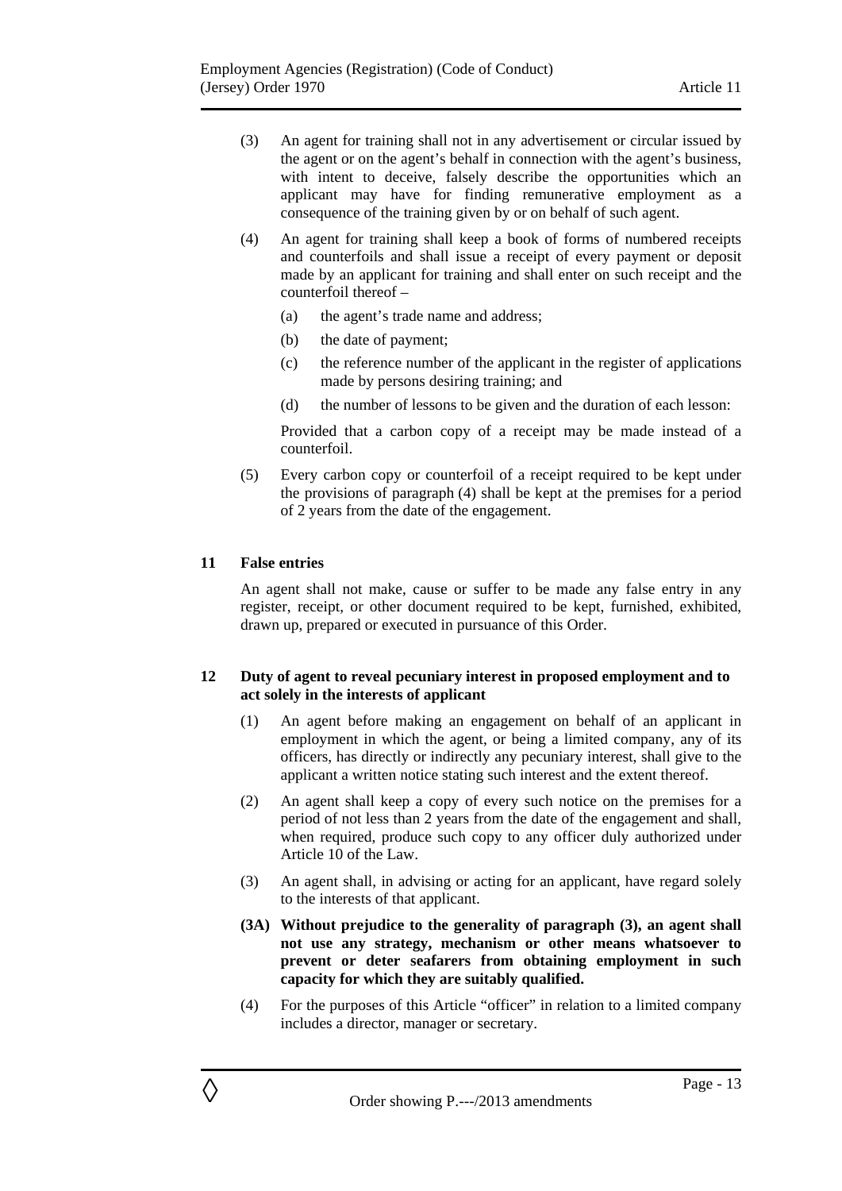(3) An agent for training shall not in any advertisement or circular issued by the agent or on the agent's behalf in connection with the agent's business, with intent to deceive, falsely describe the opportunities which an applicant may have for finding remunerative employment as a consequence of the training given by or on behalf of such agent.

(4) An agent for training shall keep a book of forms of numbered receipts and counterfoils and shall issue a receipt of every payment or deposit made by an applicant for training and shall enter on such receipt and the counterfoil thereof –

(a) the agent's trade name and address;

(b) the date of payment;

(c) the reference number of the applicant in the register of applications made by persons desiring training; and

(d) the number of lessons to be given and the duration of each lesson:

Provided that a carbon copy of a receipt may be made instead of a counterfoil.

(5) Every carbon copy or counterfoil of a receipt required to be kept under the provisions of paragraph (4) shall be kept at the premises for a period of 2 years from the date of the engagement.

### 11 False entries

An agent shall not make, cause or suffer to be made any false entry in any register, receipt, or other document required to be kept, furnished, exhibited, drawn up, prepared or executed in pursuance of this Order.

### 12 Duty of agent to reveal pecuniary interest in proposed employment and to act solely in the interests of applicant

(1) An agent before making an engagement on behalf of an applicant in employment in which the agent, or being a limited company, any of its officers, has directly or indirectly any pecuniary interest, shall give to the applicant a written notice stating such interest and the extent thereof.

(2) An agent shall keep a copy of every such notice on the premises for a period of not less than 2 years from the date of the engagement and shall, when required, produce such copy to any officer duly authorized under Article 10 of the Law.

(3) An agent shall, in advising or acting for an applicant, have regard solely to the interests of that applicant.

**(3A) Without prejudice to the generality of paragraph (3), an agent shall not use any strategy, mechanism or other means whatsoever to prevent or deter seafarers from obtaining employment in such capacity for which they are suitably qualified.**

(4) For the purposes of this Article "officer" in relation to a limited company includes a director, manager or secretary.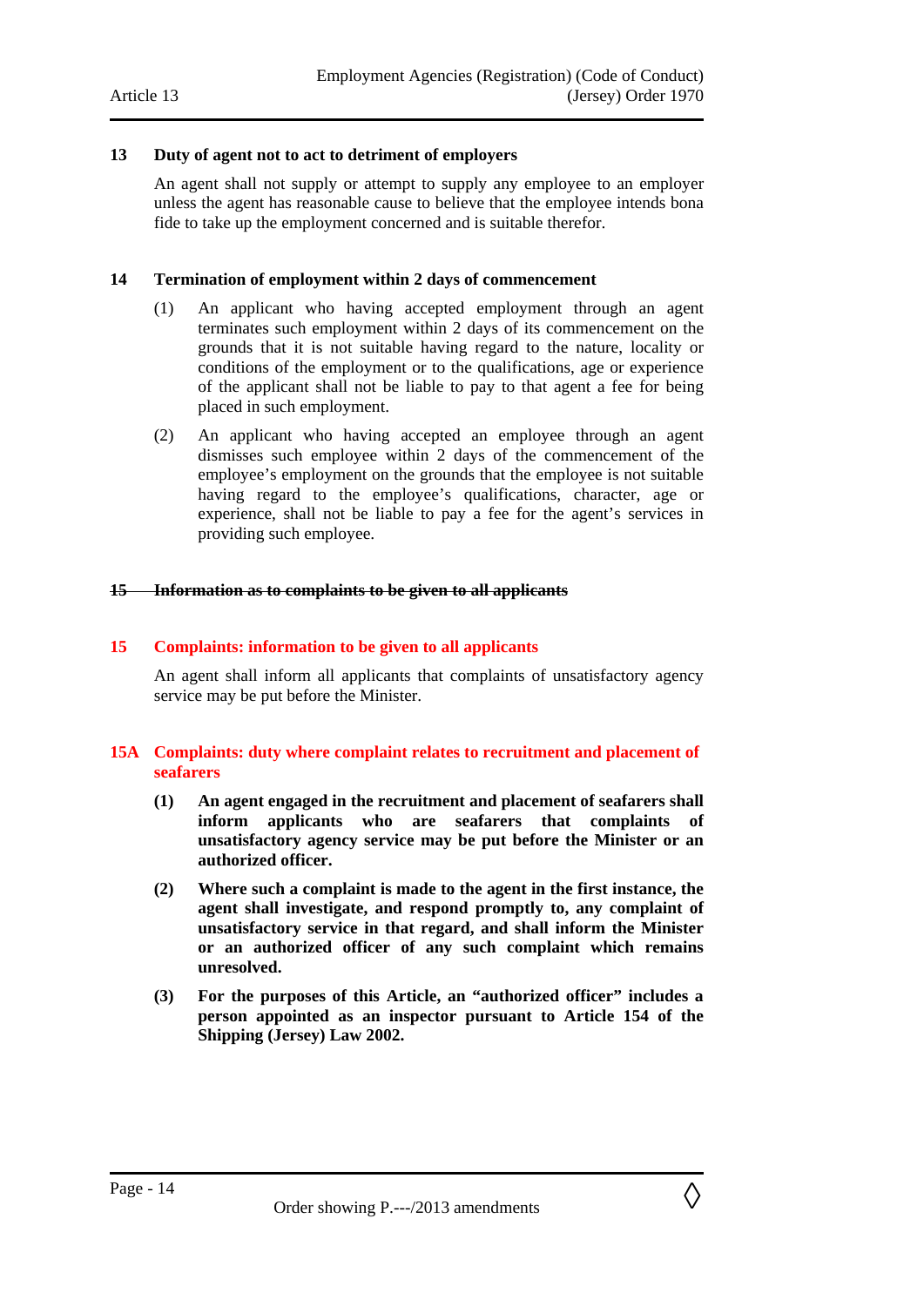**13 Duty of agent not to act to detriment of employers**

An agent shall not supply or attempt to supply any employee to an employer unless the agent has reasonable cause to believe that the employee intends bona fide to take up the employment concerned and is suitable therefor.

**14 Termination of employment within 2 days of commencement**

(1) An applicant who having accepted employment through an agent terminates such employment within 2 days of its commencement on the grounds that it is not suitable having regard to the nature, locality or conditions of the employment or to the qualifications, age or experience of the applicant shall not be liable to pay to that agent a fee for being placed in such employment.

(2) An applicant who having accepted an employee through an agent dismisses such employee within 2 days of the commencement of the employee's employment on the grounds that the employee is not suitable having regard to the employee's qualifications, character, age or experience, shall not be liable to pay a fee for the agent's services in providing such employee.

~~**15 Information as to complaints to be given to all applicants**~~

**15 Complaints: information to be given to all applicants**

An agent shall inform all applicants that complaints of unsatisfactory agency service may be put before the Minister.

**15A Complaints: duty where complaint relates to recruitment and placement of seafarers**

**(1) An agent engaged in the recruitment and placement of seafarers shall inform applicants who are seafarers that complaints of unsatisfactory agency service may be put before the Minister or an authorized officer.**

**(2) Where such a complaint is made to the agent in the first instance, the agent shall investigate, and respond promptly to, any complaint of unsatisfactory service in that regard, and shall inform the Minister or an authorized officer of any such complaint which remains unresolved.**

**(3) For the purposes of this Article, an "authorized officer" includes a person appointed as an inspector pursuant to Article 154 of the Shipping (Jersey) Law 2002.**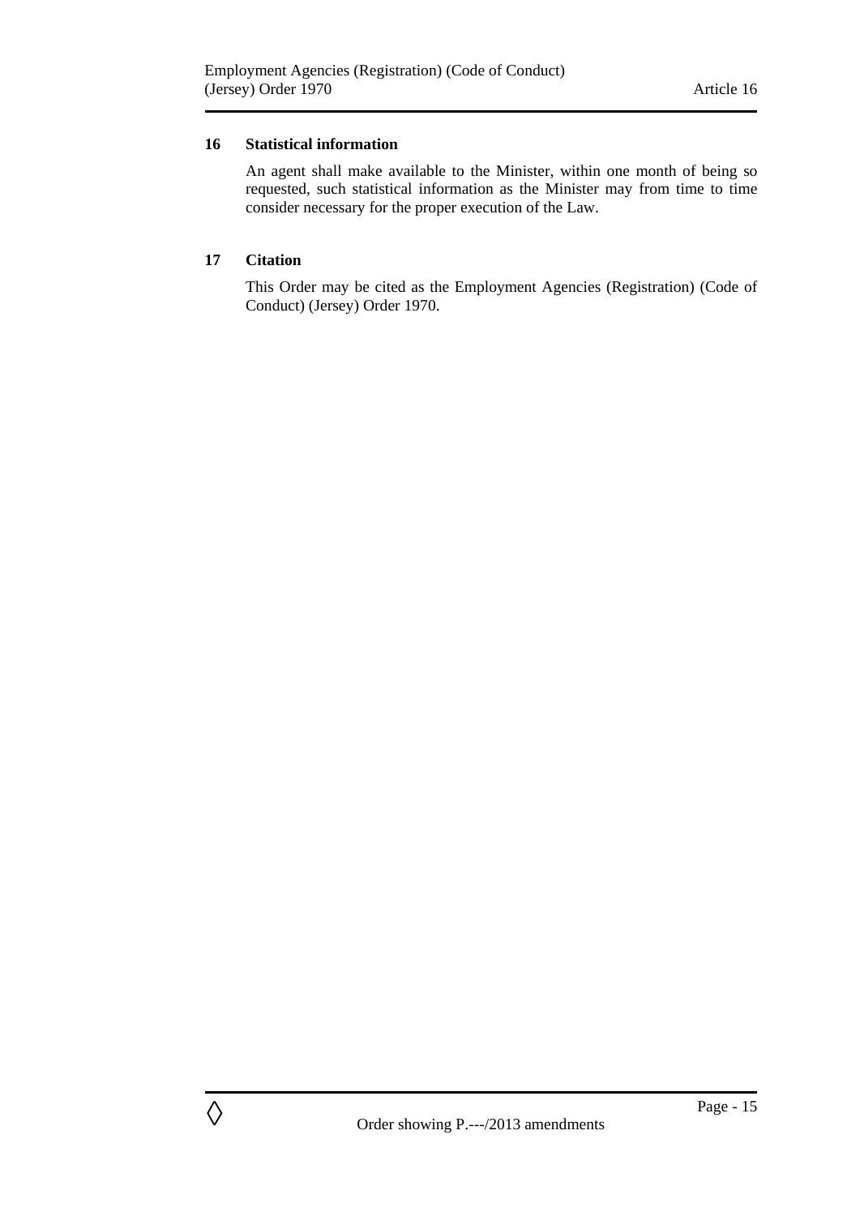## 16 Statistical information

An agent shall make available to the Minister, within one month of being so requested, such statistical information as the Minister may from time to time consider necessary for the proper execution of the Law.

## 17 Citation

This Order may be cited as the Employment Agencies (Registration) (Code of Conduct) (Jersey) Order 1970.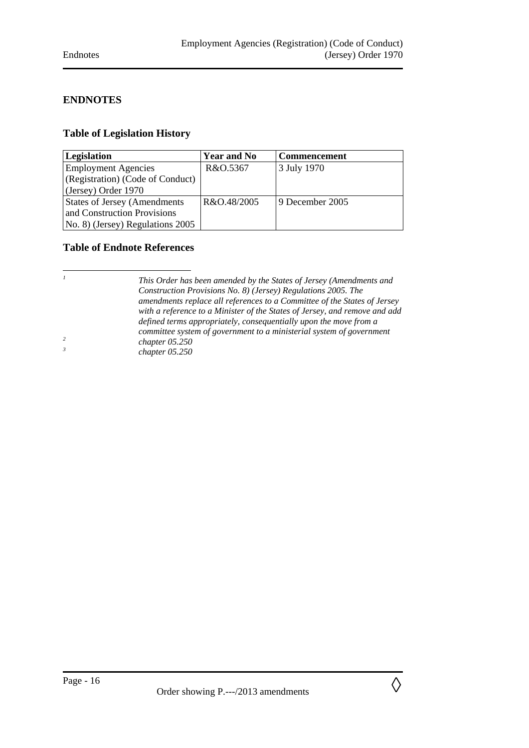## ENDNOTES

### Table of Legislation History

| Legislation | Year and No | Commencement |
|---|---|---|
| Employment Agencies (Registration) (Code of Conduct) (Jersey) Order 1970 | R&O.5367 | 3 July 1970 |
| States of Jersey (Amendments and Construction Provisions No. 8) (Jersey) Regulations 2005 | R&O.48/2005 | 9 December 2005 |

### Table of Endnote References

[1] *This Order has been amended by the States of Jersey (Amendments and Construction Provisions No. 8) (Jersey) Regulations 2005. The amendments replace all references to a Committee of the States of Jersey with a reference to a Minister of the States of Jersey, and remove and add defined terms appropriately, consequentially upon the move from a committee system of government to a ministerial system of government*

[2] *chapter 05.250*

[3] *chapter 05.250*